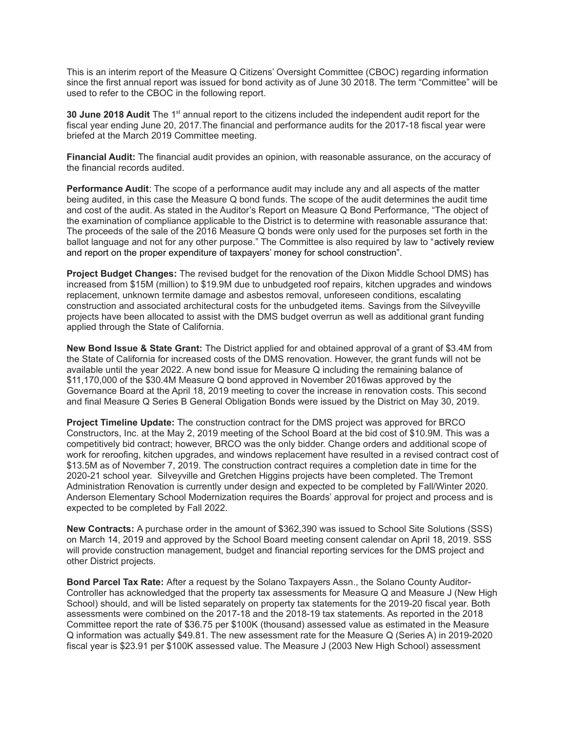This is an interim report of the Measure Q Citizens' Oversight Committee (CBOC) regarding information since the first annual report was issued for bond activity as of June 30 2018. The term "Committee" will be used to refer to the CBOC in the following report.

**30 June 2018 Audit** The 1st annual report to the citizens included the independent audit report for the fiscal year ending June 20, 2017.The financial and performance audits for the 2017-18 fiscal year were briefed at the March 2019 Committee meeting.

**Financial Audit:** The financial audit provides an opinion, with reasonable assurance, on the accuracy of the financial records audited.

**Performance Audit**: The scope of a performance audit may include any and all aspects of the matter being audited, in this case the Measure Q bond funds. The scope of the audit determines the audit time and cost of the audit. As stated in the Auditor's Report on Measure Q Bond Performance, "The object of the examination of compliance applicable to the District is to determine with reasonable assurance that: The proceeds of the sale of the 2016 Measure Q bonds were only used for the purposes set forth in the ballot language and not for any other purpose." The Committee is also required by law to "actively review and report on the proper expenditure of taxpayers' money for school construction".

**Project Budget Changes:** The revised budget for the renovation of the Dixon Middle School DMS) has increased from $15M (million) to $19.9M due to unbudgeted roof repairs, kitchen upgrades and windows replacement, unknown termite damage and asbestos removal, unforeseen conditions, escalating construction and associated architectural costs for the unbudgeted items. Savings from the Silveyville projects have been allocated to assist with the DMS budget overrun as well as additional grant funding applied through the State of California.

**New Bond Issue & State Grant:** The District applied for and obtained approval of a grant of $3.4M from the State of California for increased costs of the DMS renovation. However, the grant funds will not be available until the year 2022. A new bond issue for Measure Q including the remaining balance of $11,170,000 of the $30.4M Measure Q bond approved in November 2016was approved by the Governance Board at the April 18, 2019 meeting to cover the increase in renovation costs. This second and final Measure Q Series B General Obligation Bonds were issued by the District on May 30, 2019.

**Project Timeline Update:** The construction contract for the DMS project was approved for BRCO Constructors, Inc. at the May 2, 2019 meeting of the School Board at the bid cost of $10.9M. This was a competitively bid contract; however, BRCO was the only bidder. Change orders and additional scope of work for reroofing, kitchen upgrades, and windows replacement have resulted in a revised contract cost of $13.5M as of November 7, 2019. The construction contract requires a completion date in time for the 2020-21 school year. Silveyville and Gretchen Higgins projects have been completed. The Tremont Administration Renovation is currently under design and expected to be completed by Fall/Winter 2020. Anderson Elementary School Modernization requires the Boards' approval for project and process and is expected to be completed by Fall 2022.

**New Contracts:** A purchase order in the amount of $362,390 was issued to School Site Solutions (SSS) on March 14, 2019 and approved by the School Board meeting consent calendar on April 18, 2019. SSS will provide construction management, budget and financial reporting services for the DMS project and other District projects.

**Bond Parcel Tax Rate:** After a request by the Solano Taxpayers Assn., the Solano County Auditor-Controller has acknowledged that the property tax assessments for Measure Q and Measure J (New High School) should, and will be listed separately on property tax statements for the 2019-20 fiscal year. Both assessments were combined on the 2017-18 and the 2018-19 tax statements. As reported in the 2018 Committee report the rate of $36.75 per $100K (thousand) assessed value as estimated in the Measure Q information was actually $49.81. The new assessment rate for the Measure Q (Series A) in 2019-2020 fiscal year is $23.91 per $100K assessed value. The Measure J (2003 New High School) assessment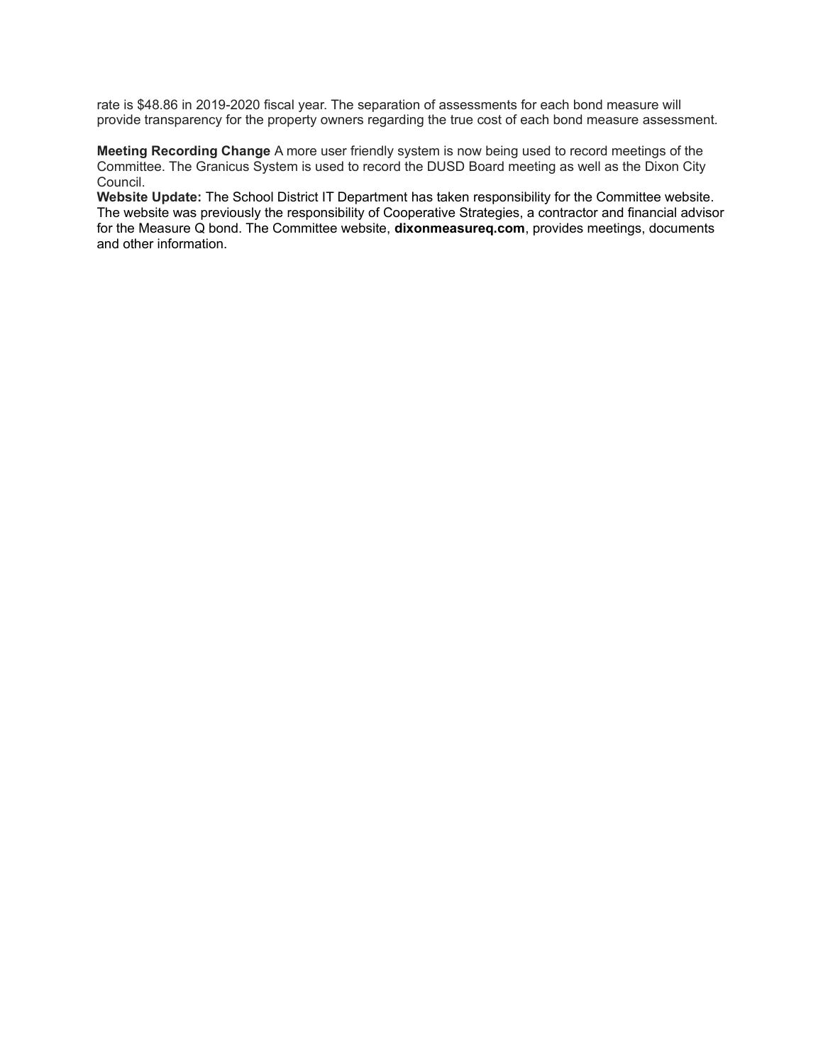rate is $48.86 in 2019-2020 fiscal year. The separation of assessments for each bond measure will provide transparency for the property owners regarding the true cost of each bond measure assessment.

**Meeting Recording Change** A more user friendly system is now being used to record meetings of the Committee. The Granicus System is used to record the DUSD Board meeting as well as the Dixon City Council.

**Website Update:** The School District IT Department has taken responsibility for the Committee website. The website was previously the responsibility of Cooperative Strategies, a contractor and financial advisor for the Measure Q bond. The Committee website, **dixonmeasureq.com**, provides meetings, documents and other information.